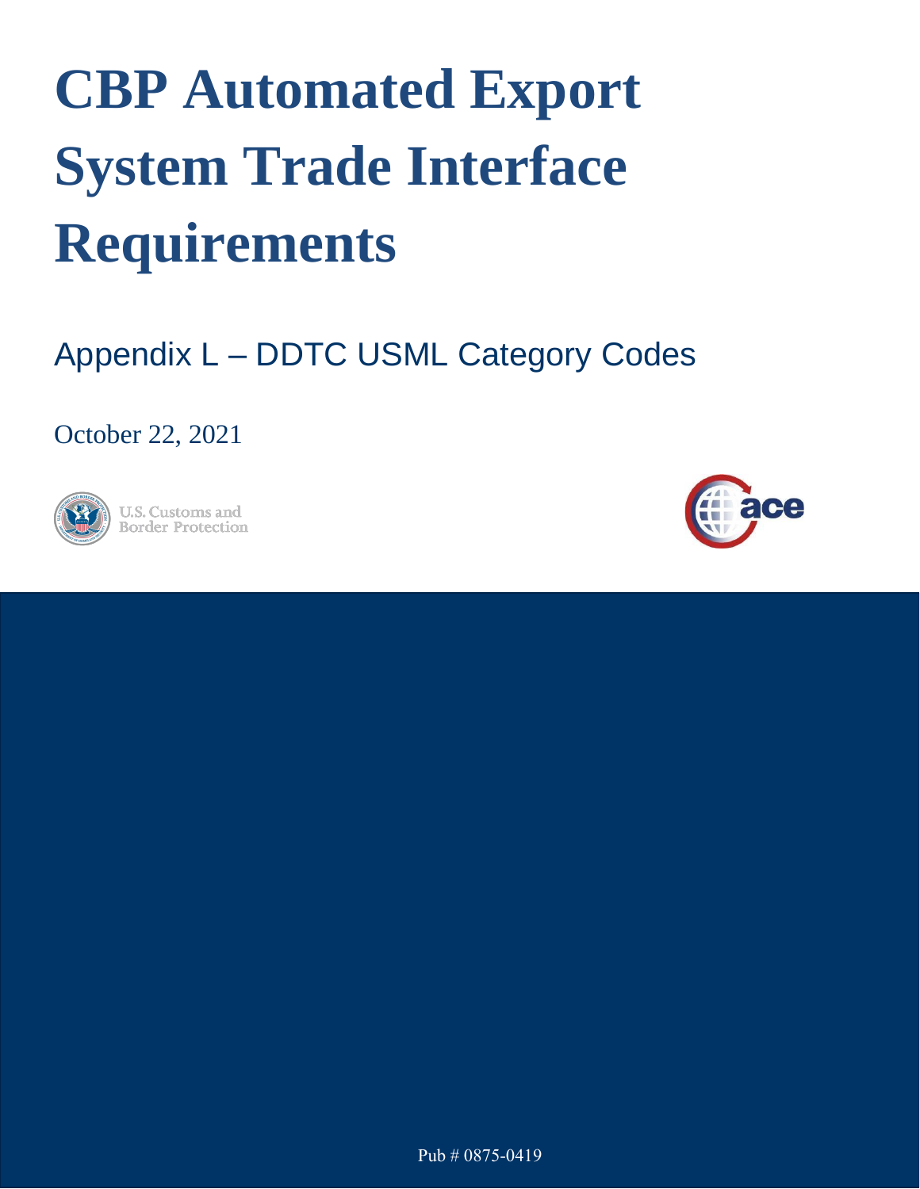# CBP Automated Export System Trade Interface Requirements

## Appendix L – DDTC USML Category Codes

October 22, 2021

U.S. Customs and Border Protection

Pub # 0875-0419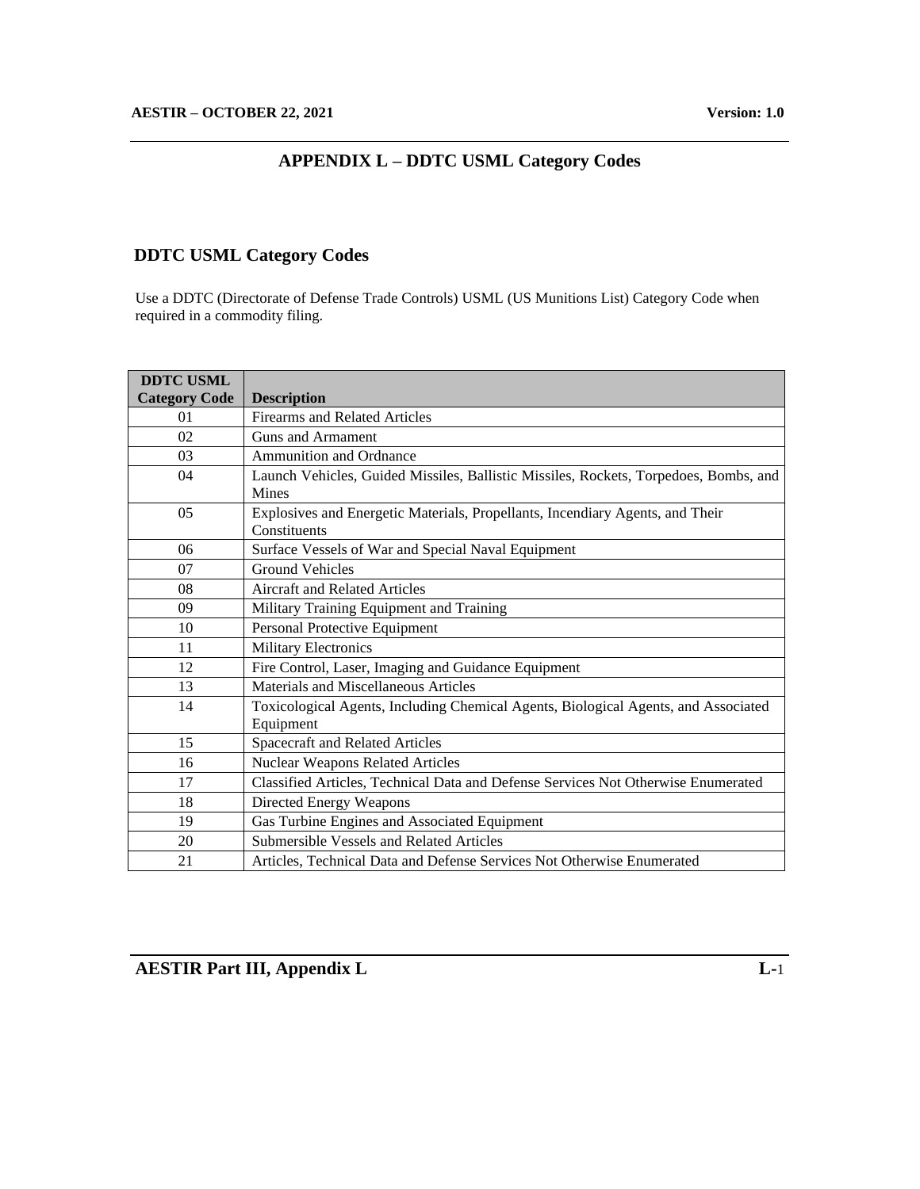# APPENDIX L – DDTC USML Category Codes

## DDTC USML Category Codes

Use a DDTC (Directorate of Defense Trade Controls) USML (US Munitions List) Category Code when required in a commodity filing.

| DDTC USML Category Code | Description |
| --- | --- |
| 01 | Firearms and Related Articles |
| 02 | Guns and Armament |
| 03 | Ammunition and Ordnance |
| 04 | Launch Vehicles, Guided Missiles, Ballistic Missiles, Rockets, Torpedoes, Bombs, and Mines |
| 05 | Explosives and Energetic Materials, Propellants, Incendiary Agents, and Their Constituents |
| 06 | Surface Vessels of War and Special Naval Equipment |
| 07 | Ground Vehicles |
| 08 | Aircraft and Related Articles |
| 09 | Military Training Equipment and Training |
| 10 | Personal Protective Equipment |
| 11 | Military Electronics |
| 12 | Fire Control, Laser, Imaging and Guidance Equipment |
| 13 | Materials and Miscellaneous Articles |
| 14 | Toxicological Agents, Including Chemical Agents, Biological Agents, and Associated Equipment |
| 15 | Spacecraft and Related Articles |
| 16 | Nuclear Weapons Related Articles |
| 17 | Classified Articles, Technical Data and Defense Services Not Otherwise Enumerated |
| 18 | Directed Energy Weapons |
| 19 | Gas Turbine Engines and Associated Equipment |
| 20 | Submersible Vessels and Related Articles |
| 21 | Articles, Technical Data and Defense Services Not Otherwise Enumerated |